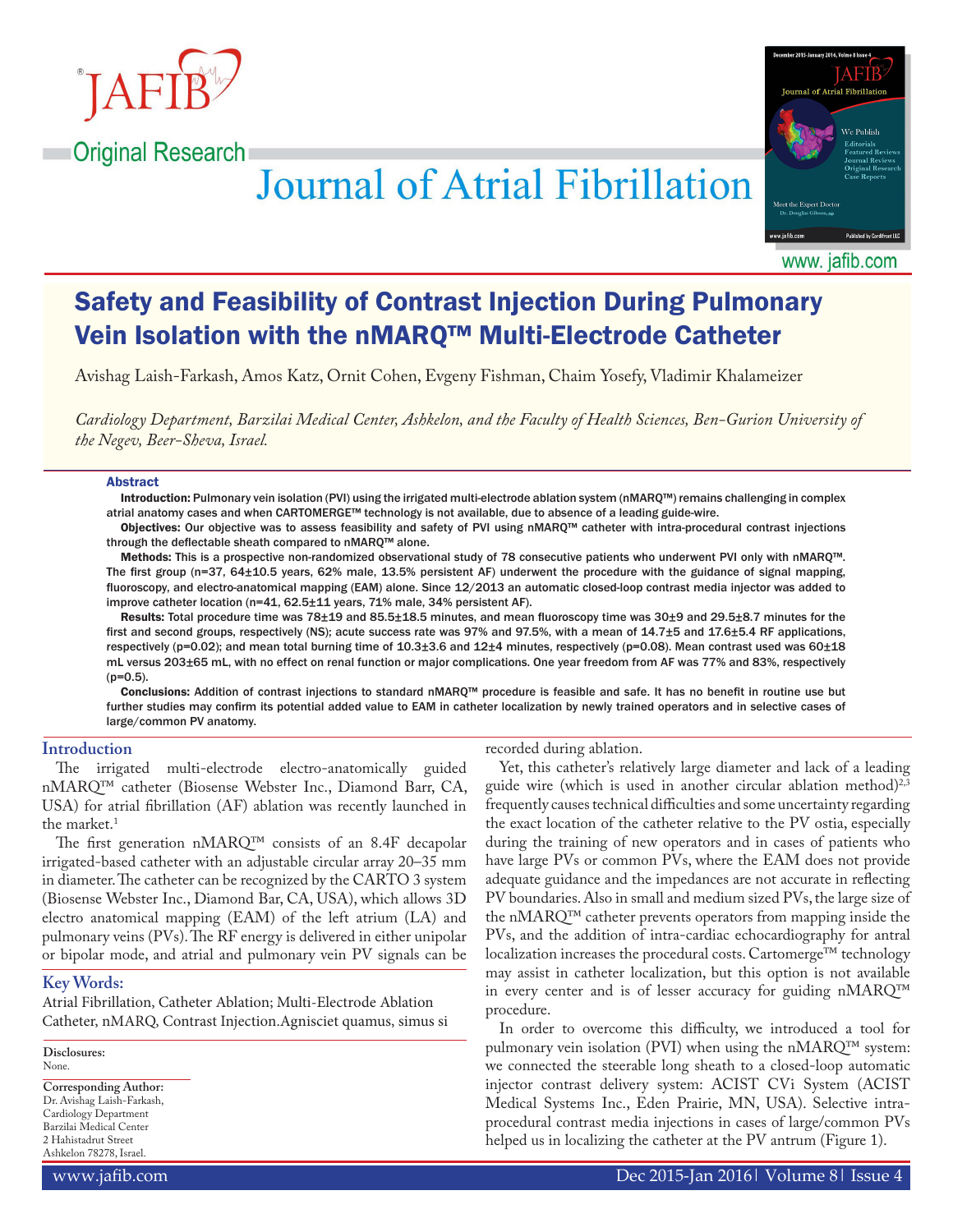Original Research

# Safety and Feasibility of Contrast Injection During Pulmonary Vein Isolation with the nMARQ™ Multi-Electrode Catheter

Avishag Laish-Farkash, Amos Katz, Ornit Cohen, Evgeny Fishman, Chaim Yosefy, Vladimir Khalameizer

*Cardiology Department, Barzilai Medical Center, Ashkelon, and the Faculty of Health Sciences, Ben-Gurion University of the Negev, Beer-Sheva, Israel.*

## Abstract

**Introduction:** Pulmonary vein isolation (PVI) using the irrigated multi-electrode ablation system (nMARQ™) remains challenging in complex atrial anatomy cases and when CARTOMERGE™ technology is not available, due to absence of a leading guide-wire.

**Objectives:** Our objective was to assess feasibility and safety of PVI using nMARQ™ catheter with intra-procedural contrast injections through the deflectable sheath compared to nMARQ™ alone.

**Methods:** This is a prospective non-randomized observational study of 78 consecutive patients who underwent PVI only with nMARQ™. The first group (n=37, 64±10.5 years, 62% male, 13.5% persistent AF) underwent the procedure with the guidance of signal mapping, fluoroscopy, and electro-anatomical mapping (EAM) alone. Since 12/2013 an automatic closed-loop contrast media injector was added to improve catheter location (n=41, 62.5±11 years, 71% male, 34% persistent AF).

**Results:** Total procedure time was 78±19 and 85.5±18.5 minutes, and mean fluoroscopy time was 30±9 and 29.5±8.7 minutes for the first and second groups, respectively (NS); acute success rate was 97% and 97.5%, with a mean of 14.7±5 and 17.6±5.4 RF applications, respectively (p=0.02); and mean total burning time of 10.3±3.6 and 12±4 minutes, respectively (p=0.08). Mean contrast used was 60±18 mL versus 203±65 mL, with no effect on renal function or major complications. One year freedom from AF was 77% and 83%, respectively (p=0.5).

**Conclusions:** Addition of contrast injections to standard nMARQ™ procedure is feasible and safe. It has no benefit in routine use but further studies may confirm its potential added value to EAM in catheter localization by newly trained operators and in selective cases of large/common PV anatomy.

## Introduction

The irrigated multi-electrode electro-anatomically guided nMARQ™ catheter (Biosense Webster Inc., Diamond Barr, CA, USA) for atrial fibrillation (AF) ablation was recently launched in the market.[1]

The first generation nMARQ™ consists of an 8.4F decapolar irrigated-based catheter with an adjustable circular array 20–35 mm in diameter. The catheter can be recognized by the CARTO 3 system (Biosense Webster Inc., Diamond Bar, CA, USA), which allows 3D electro anatomical mapping (EAM) of the left atrium (LA) and pulmonary veins (PVs). The RF energy is delivered in either unipolar or bipolar mode, and atrial and pulmonary vein PV signals can be recorded during ablation.

Yet, this catheter's relatively large diameter and lack of a leading guide wire (which is used in another circular ablation method)[2,3] frequently causes technical difficulties and some uncertainty regarding the exact location of the catheter relative to the PV ostia, especially during the training of new operators and in cases of patients who have large PVs or common PVs, where the EAM does not provide adequate guidance and the impedances are not accurate in reflecting PV boundaries. Also in small and medium sized PVs, the large size of the nMARQ™ catheter prevents operators from mapping inside the PVs, and the addition of intra-cardiac echocardiography for antral localization increases the procedural costs. Cartomerge™ technology may assist in catheter localization, but this option is not available in every center and is of lesser accuracy for guiding nMARQ™ procedure.

In order to overcome this difficulty, we introduced a tool for pulmonary vein isolation (PVI) when using the nMARQ™ system: we connected the steerable long sheath to a closed-loop automatic injector contrast delivery system: ACIST CVi System (ACIST Medical Systems Inc., Eden Prairie, MN, USA). Selective intra-procedural contrast media injections in cases of large/common PVs helped us in localizing the catheter at the PV antrum (Figure 1).

**Key Words:**

Atrial Fibrillation, Catheter Ablation; Multi-Electrode Ablation Catheter, nMARQ, Contrast Injection.Agnisciet quamus, simus si

**Disclosures:**
None.

**Corresponding Author:**
Dr. Avishag Laish-Farkash,
Cardiology Department
Barzilai Medical Center
2 Hahistadrut Street
Ashkelon 78278, Israel.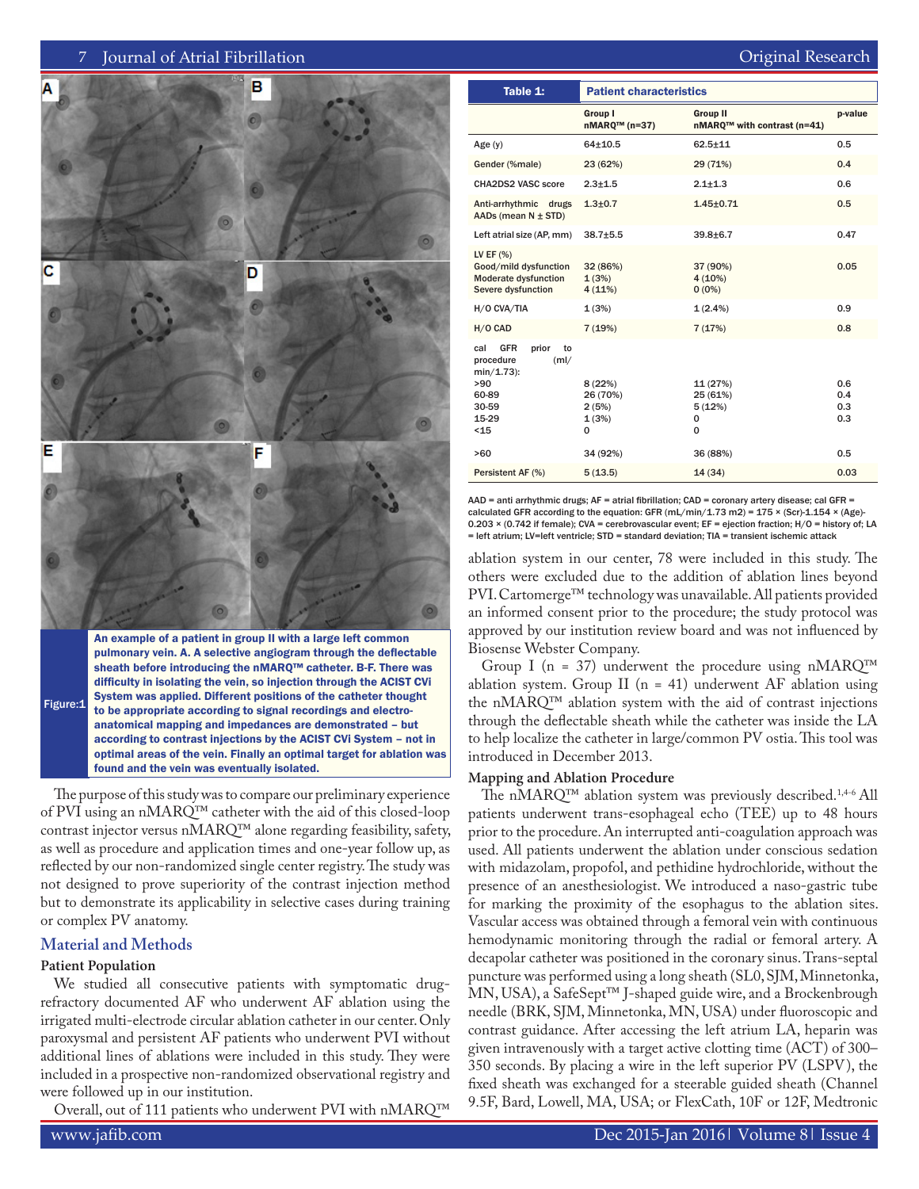Figure:1 An example of a patient in group II with a large left common pulmonary vein. A. A selective angiogram through the deflectable sheath before introducing the nMARQ™ catheter. B-F. There was difficulty in isolating the vein, so injection through the ACIST CVi System was applied. Different positions of the catheter thought to be appropriate according to signal recordings and electro-anatomical mapping and impedances are demonstrated – but according to contrast injections by the ACIST CVi System – not in optimal areas of the vein. Finally an optimal target for ablation was found and the vein was eventually isolated.

The purpose of this study was to compare our preliminary experience of PVI using an nMARQ™ catheter with the aid of this closed-loop contrast injector versus nMARQ™ alone regarding feasibility, safety, as well as procedure and application times and one-year follow up, as reflected by our non-randomized single center registry. The study was not designed to prove superiority of the contrast injection method but to demonstrate its applicability in selective cases during training or complex PV anatomy.

## Material and Methods

### Patient Population

We studied all consecutive patients with symptomatic drug-refractory documented AF who underwent AF ablation using the irrigated multi-electrode circular ablation catheter in our center. Only paroxysmal and persistent AF patients who underwent PVI without additional lines of ablations were included in this study. They were included in a prospective non-randomized observational registry and were followed up in our institution.

Overall, out of 111 patients who underwent PVI with nMARQ™ ablation system in our center, 78 were included in this study. The others were excluded due to the addition of ablation lines beyond PVI. Cartomerge™ technology was unavailable. All patients provided an informed consent prior to the procedure; the study protocol was approved by our institution review board and was not influenced by Biosense Webster Company.

Group I (n = 37) underwent the procedure using nMARQ™ ablation system. Group II (n = 41) underwent AF ablation using the nMARQ™ ablation system with the aid of contrast injections through the deflectable sheath while the catheter was inside the LA to help localize the catheter in large/common PV ostia. This tool was introduced in December 2013.

**Table 1: Patient characteristics**

| | Group I nMARQ™ (n=37) | Group II nMARQ™ with contrast (n=41) | p-value |
|---|---|---|---|
| Age (y) | 64±10.5 | 62.5±11 | 0.5 |
| Gender (%male) | 23 (62%) | 29 (71%) | 0.4 |
| CHA2DS2 VASC score | 2.3±1.5 | 2.1±1.3 | 0.6 |
| Anti-arrhythmic drugs AADs (mean N ± STD) | 1.3±0.7 | 1.45±0.71 | 0.5 |
| Left atrial size (AP, mm) | 38.7±5.5 | 39.8±6.7 | 0.47 |
| LV EF (%) | | | |
| Good/mild dysfunction | 32 (86%) | 37 (90%) | 0.05 |
| Moderate dysfunction | 1 (3%) | 4 (10%) | |
| Severe dysfunction | 4 (11%) | 0 (0%) | |
| H/O CVA/TIA | 1 (3%) | 1 (2.4%) | 0.9 |
| H/O CAD | 7 (19%) | 7 (17%) | 0.8 |
| cal GFR prior to procedure (ml/min/1.73): | | | |
| >90 | 8 (22%) | 11 (27%) | 0.6 |
| 60-89 | 26 (70%) | 25 (61%) | 0.4 |
| 30-59 | 2 (5%) | 5 (12%) | 0.3 |
| 15-29 | 1 (3%) | 0 | 0.3 |
| <15 | 0 | 0 | |
| >60 | 34 (92%) | 36 (88%) | 0.5 |
| Persistent AF (%) | 5 (13.5) | 14 (34) | 0.03 |

AAD = anti arrhythmic drugs; AF = atrial fibrillation; CAD = coronary artery disease; cal GFR = calculated GFR according to the equation: GFR (mL/min/1.73 m2) = 175 × (Scr)-1.154 × (Age)-0.203 × (0.742 if female); CVA = cerebrovascular event; EF = ejection fraction; H/O = history of; LA = left atrium; LV=left ventricle; STD = standard deviation; TIA = transient ischemic attack

### Mapping and Ablation Procedure

The nMARQ™ ablation system was previously described.[1,4-6] All patients underwent trans-esophageal echo (TEE) up to 48 hours prior to the procedure. An interrupted anti-coagulation approach was used. All patients underwent the ablation under conscious sedation with midazolam, propofol, and pethidine hydrochloride, without the presence of an anesthesiologist. We introduced a naso-gastric tube for marking the proximity of the esophagus to the ablation sites. Vascular access was obtained through a femoral vein with continuous hemodynamic monitoring through the radial or femoral artery. A decapolar catheter was positioned in the coronary sinus. Trans-septal puncture was performed using a long sheath (SL0, SJM, Minnetonka, MN, USA), a SafeSept™ J-shaped guide wire, and a Brockenbrough needle (BRK, SJM, Minnetonka, MN, USA) under fluoroscopic and contrast guidance. After accessing the left atrium LA, heparin was given intravenously with a target active clotting time (ACT) of 300–350 seconds. By placing a wire in the left superior PV (LSPV), the fixed sheath was exchanged for a steerable guided sheath (Channel 9.5F, Bard, Lowell, MA, USA; or FlexCath, 10F or 12F, Medtronic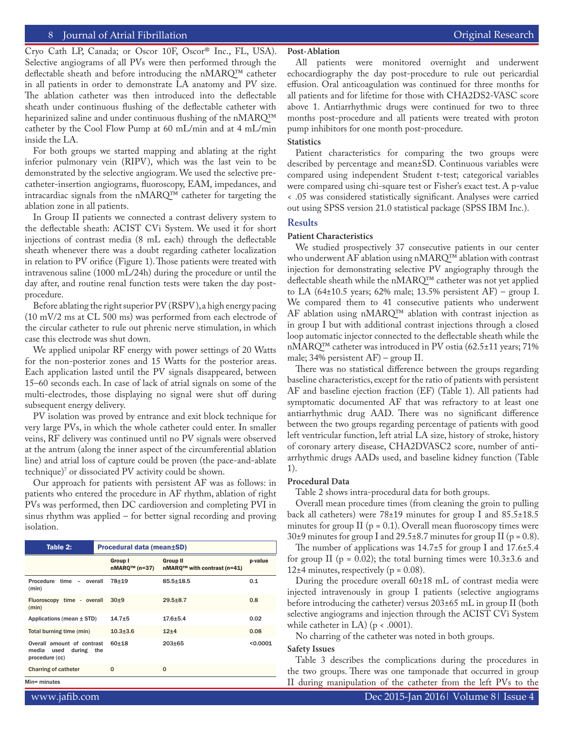Cryo Cath LP, Canada; or Oscor 10F, Oscor® Inc., FL, USA). Selective angiograms of all PVs were then performed through the deflectable sheath and before introducing the nMARQ™ catheter in all patients in order to demonstrate LA anatomy and PV size. The ablation catheter was then introduced into the deflectable sheath under continuous flushing of the deflectable catheter with heparinized saline and under continuous flushing of the nMARQ™ catheter by the Cool Flow Pump at 60 mL/min and at 4 mL/min inside the LA.

For both groups we started mapping and ablating at the right inferior pulmonary vein (RIPV), which was the last vein to be demonstrated by the selective angiogram. We used the selective pre-catheter-insertion angiograms, fluoroscopy, EAM, impedances, and intracardiac signals from the nMARQ™ catheter for targeting the ablation zone in all patients.

In Group II patients we connected a contrast delivery system to the deflectable sheath: ACIST CVi System. We used it for short injections of contrast media (8 mL each) through the deflectable sheath whenever there was a doubt regarding catheter localization in relation to PV orifice (Figure 1). Those patients were treated with intravenous saline (1000 mL/24h) during the procedure or until the day after, and routine renal function tests were taken the day post-procedure.

Before ablating the right superior PV (RSPV), a high energy pacing (10 mV/2 ms at CL 500 ms) was performed from each electrode of the circular catheter to rule out phrenic nerve stimulation, in which case this electrode was shut down.

We applied unipolar RF energy with power settings of 20 Watts for the non-posterior zones and 15 Watts for the posterior areas. Each application lasted until the PV signals disappeared, between 15–60 seconds each. In case of lack of atrial signals on some of the multi-electrodes, those displaying no signal were shut off during subsequent energy delivery.

PV isolation was proved by entrance and exit block technique for very large PVs, in which the whole catheter could enter. In smaller veins, RF delivery was continued until no PV signals were observed at the antrum (along the inner aspect of the circumferential ablation line) and atrial loss of capture could be proven (the pace-and-ablate technique)[7] or dissociated PV activity could be shown.

Our approach for patients with persistent AF was as follows: in patients who entered the procedure in AF rhythm, ablation of right PVs was performed, then DC cardioversion and completing PVI in sinus rhythm was applied – for better signal recording and proving isolation.

| **Table 2:** | **Procedural data (mean±SD)** | | |
|---|---|---|---|
| | **Group I nMARQ™ (n=37)** | **Group II nMARQ™ with contrast (n=41)** | **p-value** |
| Procedure time – overall (min) | 78±19 | 85.5±18.5 | 0.1 |
| Fluoroscopy time - overall (min) | 30±9 | 29.5±8.7 | 0.8 |
| Applications (mean ± STD) | 14.7±5 | 17.6±5.4 | 0.02 |
| Total burning time (min) | 10.3±3.6 | 12±4 | 0.08 |
| Overall amount of contrast media used during the procedure (cc) | 60±18 | 203±65 | <0.0001 |
| Charring of catheter | 0 | 0 | |

Min= minutes

### Post-Ablation

All patients were monitored overnight and underwent echocardiography the day post-procedure to rule out pericardial effusion. Oral anticoagulation was continued for three months for all patients and for lifetime for those with CHA2DS2-VASC score above 1. Antiarrhythmic drugs were continued for two to three months post-procedure and all patients were treated with proton pump inhibitors for one month post-procedure.

### Statistics

Patient characteristics for comparing the two groups were described by percentage and mean±SD. Continuous variables were compared using independent Student t-test; categorical variables were compared using chi-square test or Fisher's exact test. A p-value $< .05$ was considered statistically significant. Analyses were carried out using SPSS version 21.0 statistical package (SPSS IBM Inc.).

## Results

### Patient Characteristics

We studied prospectively 37 consecutive patients in our center who underwent AF ablation using nMARQ™ ablation with contrast injection for demonstrating selective PV angiography through the deflectable sheath while the nMARQ™ catheter was not yet applied to LA (64±10.5 years; 62% male; 13.5% persistent AF) – group I. We compared them to 41 consecutive patients who underwent AF ablation using nMARQ™ ablation with contrast injection as in group I but with additional contrast injections through a closed loop automatic injector connected to the deflectable sheath while the nMARQ™ catheter was introduced in PV ostia (62.5±11 years; 71% male; 34% persistent AF) – group II.

There was no statistical difference between the groups regarding baseline characteristics, except for the ratio of patients with persistent AF and baseline ejection fraction (EF) (Table 1). All patients had symptomatic documented AF that was refractory to at least one antiarrhythmic drug AAD. There was no significant difference between the two groups regarding percentage of patients with good left ventricular function, left atrial LA size, history of stroke, history of coronary artery disease, CHA2DVASC2 score, number of anti-arrhythmic drugs AADs used, and baseline kidney function (Table 1).

### Procedural Data

Table 2 shows intra-procedural data for both groups.

Overall mean procedure times (from cleaning the groin to pulling back all catheters) were 78±19 minutes for group I and 85.5±18.5 minutes for group II ($p = 0.1$). Overall mean fluoroscopy times were 30±9 minutes for group I and 29.5±8.7 minutes for group II ($p = 0.8$).

The number of applications was 14.7±5 for group I and 17.6±5.4 for group II ($p = 0.02$); the total burning times were 10.3±3.6 and 12±4 minutes, respectively ($p = 0.08$).

During the procedure overall 60±18 mL of contrast media were injected intravenously in group I patients (selective angiograms before introducing the catheter) versus 203±65 mL in group II (both selective angiograms and injection through the ACIST CVi System while catheter in LA) ($p < .0001$).

No charring of the catheter was noted in both groups.

### Safety Issues

Table 3 describes the complications during the procedures in the two groups. There was one tamponade that occurred in group II during manipulation of the catheter from the left PVs to the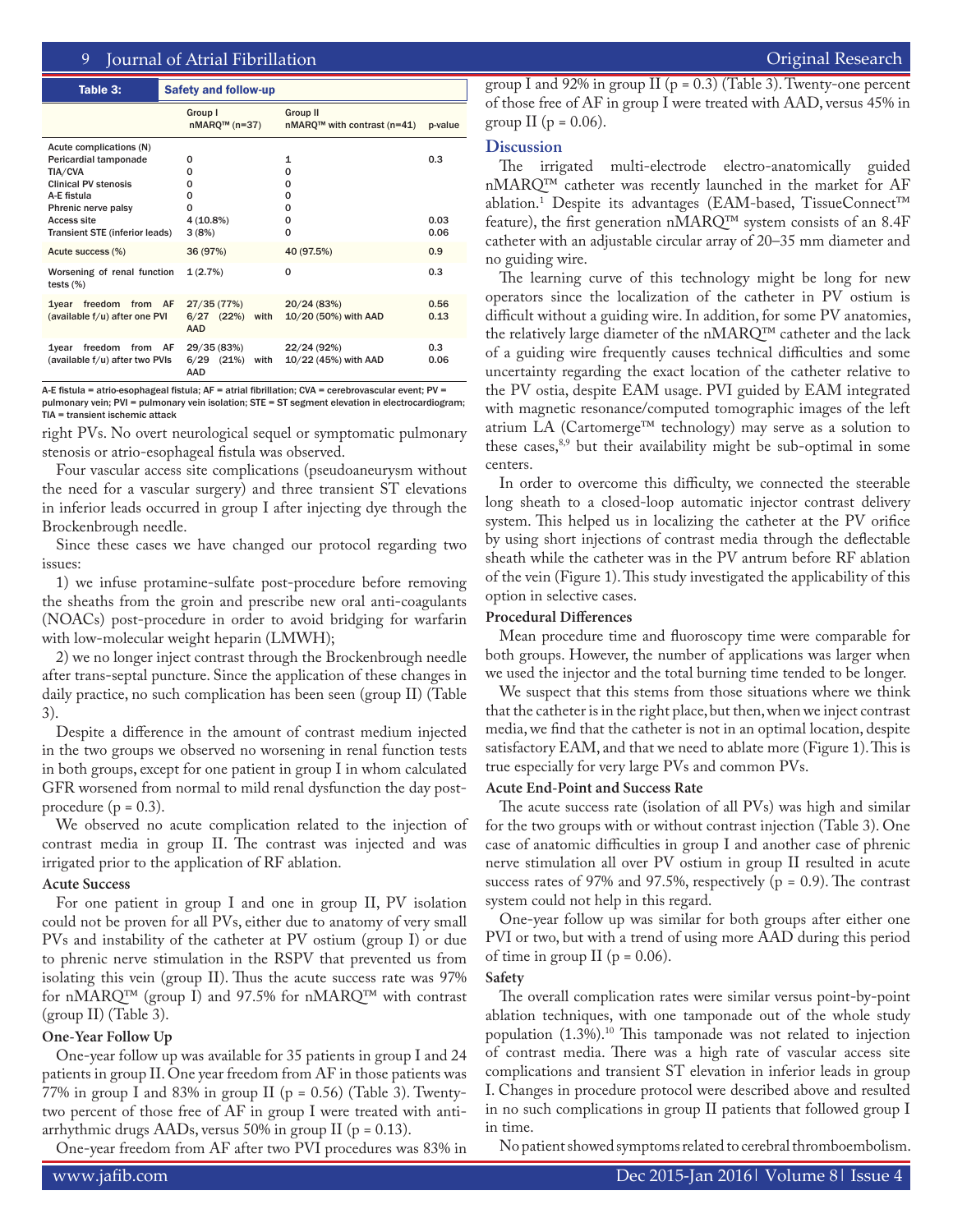| Table 3: | Safety and follow-up | | |
|---|---|---|---|
| | Group I nMARQ™ (n=37) | Group II nMARQ™ with contrast (n=41) | p-value |
| Acute complications (N) | | | |
| Pericardial tamponade | 0 | 1 | 0.3 |
| TIA/CVA | 0 | 0 | |
| Clinical PV stenosis | 0 | 0 | |
| A-E fistula | 0 | 0 | |
| Phrenic nerve palsy | 0 | 0 | |
| Access site | 4 (10.8%) | 0 | 0.03 |
| Transient STE (inferior leads) | 3 (8%) | 0 | 0.06 |
| Acute success (%) | 36 (97%) | 40 (97.5%) | 0.9 |
| Worsening of renal function tests (%) | 1 (2.7%) | 0 | 0.3 |
| 1year freedom from AF (available f/u) after one PVI | 27/35 (77%) 6/27 (22%) with AAD | 20/24 (83%) 10/20 (50%) with AAD | 0.56 0.13 |
| 1year freedom from AF (available f/u) after two PVIs | 29/35 (83%) 6/29 (21%) with AAD | 22/24 (92%) 10/22 (45%) with AAD | 0.3 0.06 |

A-E fistula = atrio-esophageal fistula; AF = atrial fibrillation; CVA = cerebrovascular event; PV = pulmonary vein; PVI = pulmonary vein isolation; STE = ST segment elevation in electrocardiogram; TIA = transient ischemic attack

right PVs. No overt neurological sequel or symptomatic pulmonary stenosis or atrio-esophageal fistula was observed.

Four vascular access site complications (pseudoaneurysm without the need for a vascular surgery) and three transient ST elevations in inferior leads occurred in group I after injecting dye through the Brockenbrough needle.

Since these cases we have changed our protocol regarding two issues:

1) we infuse protamine-sulfate post-procedure before removing the sheaths from the groin and prescribe new oral anti-coagulants (NOACs) post-procedure in order to avoid bridging for warfarin with low-molecular weight heparin (LMWH);

2) we no longer inject contrast through the Brockenbrough needle after trans-septal puncture. Since the application of these changes in daily practice, no such complication has been seen (group II) (Table 3).

Despite a difference in the amount of contrast medium injected in the two groups we observed no worsening in renal function tests in both groups, except for one patient in group I in whom calculated GFR worsened from normal to mild renal dysfunction the day post-procedure (p = 0.3).

We observed no acute complication related to the injection of contrast media in group II. The contrast was injected and was irrigated prior to the application of RF ablation.

### Acute Success

For one patient in group I and one in group II, PV isolation could not be proven for all PVs, either due to anatomy of very small PVs and instability of the catheter at PV ostium (group I) or due to phrenic nerve stimulation in the RSPV that prevented us from isolating this vein (group II). Thus the acute success rate was 97% for nMARQ™ (group I) and 97.5% for nMARQ™ with contrast (group II) (Table 3).

### One-Year Follow Up

One-year follow up was available for 35 patients in group I and 24 patients in group II. One year freedom from AF in those patients was 77% in group I and 83% in group II (p = 0.56) (Table 3). Twenty-two percent of those free of AF in group I were treated with anti-arrhythmic drugs AADs, versus 50% in group II (p = 0.13).

One-year freedom from AF after two PVI procedures was 83% in group I and 92% in group II (p = 0.3) (Table 3). Twenty-one percent of those free of AF in group I were treated with AAD, versus 45% in group II (p = 0.06).

## Discussion

The irrigated multi-electrode electro-anatomically guided nMARQ™ catheter was recently launched in the market for AF ablation.[1] Despite its advantages (EAM-based, TissueConnect™ feature), the first generation nMARQ™ system consists of an 8.4F catheter with an adjustable circular array of 20–35 mm diameter and no guiding wire.

The learning curve of this technology might be long for new operators since the localization of the catheter in PV ostium is difficult without a guiding wire. In addition, for some PV anatomies, the relatively large diameter of the nMARQ™ catheter and the lack of a guiding wire frequently causes technical difficulties and some uncertainty regarding the exact location of the catheter relative to the PV ostia, despite EAM usage. PVI guided by EAM integrated with magnetic resonance/computed tomographic images of the left atrium LA (Cartomerge™ technology) may serve as a solution to these cases,[8,9] but their availability might be sub-optimal in some centers.

In order to overcome this difficulty, we connected the steerable long sheath to a closed-loop automatic injector contrast delivery system. This helped us in localizing the catheter at the PV orifice by using short injections of contrast media through the deflectable sheath while the catheter was in the PV antrum before RF ablation of the vein (Figure 1). This study investigated the applicability of this option in selective cases.

### Procedural Differences

Mean procedure time and fluoroscopy time were comparable for both groups. However, the number of applications was larger when we used the injector and the total burning time tended to be longer.

We suspect that this stems from those situations where we think that the catheter is in the right place, but then, when we inject contrast media, we find that the catheter is not in an optimal location, despite satisfactory EAM, and that we need to ablate more (Figure 1). This is true especially for very large PVs and common PVs.

### Acute End-Point and Success Rate

The acute success rate (isolation of all PVs) was high and similar for the two groups with or without contrast injection (Table 3). One case of anatomic difficulties in group I and another case of phrenic nerve stimulation all over PV ostium in group II resulted in acute success rates of 97% and 97.5%, respectively (p = 0.9). The contrast system could not help in this regard.

One-year follow up was similar for both groups after either one PVI or two, but with a trend of using more AAD during this period of time in group II (p = 0.06).

### Safety

The overall complication rates were similar versus point-by-point ablation techniques, with one tamponade out of the whole study population (1.3%).[10] This tamponade was not related to injection of contrast media. There was a high rate of vascular access site complications and transient ST elevation in inferior leads in group I. Changes in procedure protocol were described above and resulted in no such complications in group II patients that followed group I in time.

No patient showed symptoms related to cerebral thromboembolism.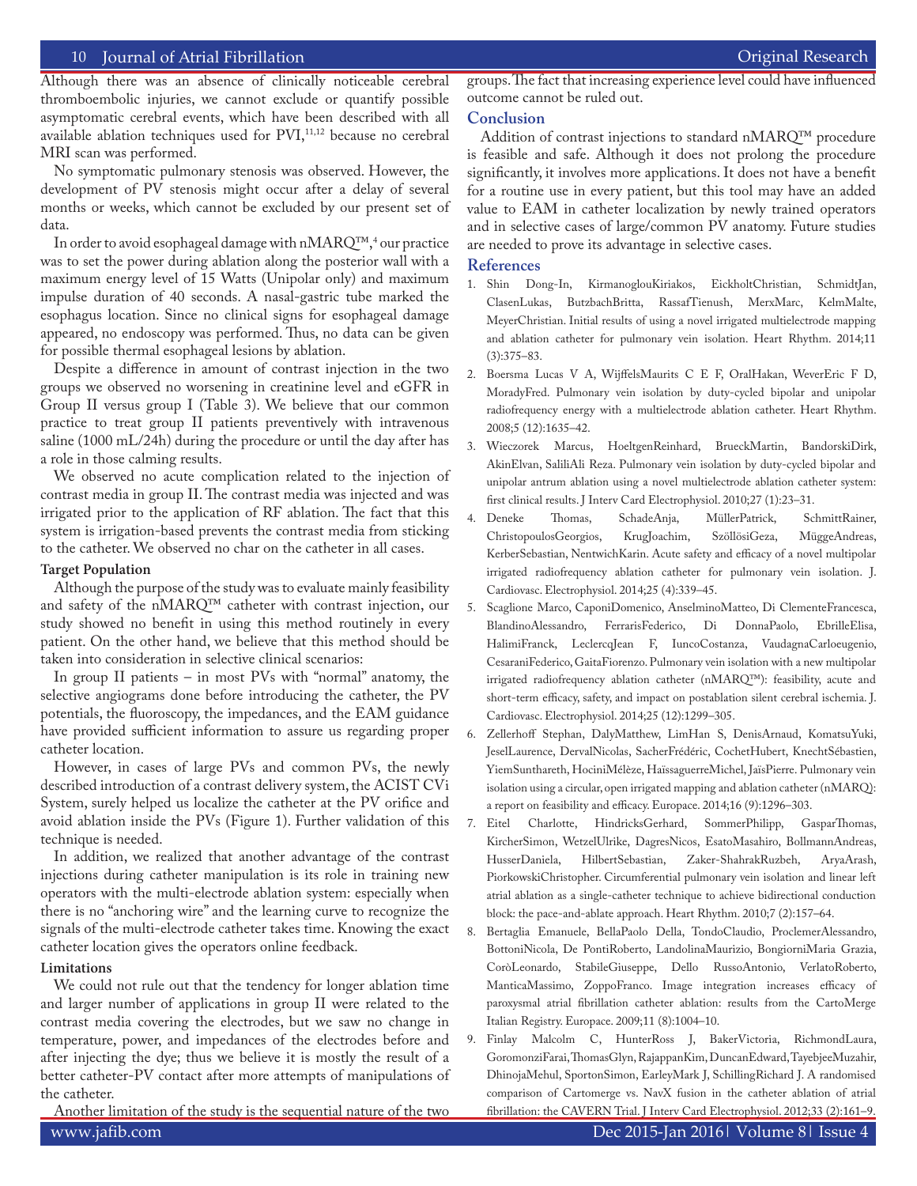Although there was an absence of clinically noticeable cerebral thromboembolic injuries, we cannot exclude or quantify possible asymptomatic cerebral events, which have been described with all available ablation techniques used for PVI,[11,12] because no cerebral MRI scan was performed.

No symptomatic pulmonary stenosis was observed. However, the development of PV stenosis might occur after a delay of several months or weeks, which cannot be excluded by our present set of data.

In order to avoid esophageal damage with nMARQ™,[4] our practice was to set the power during ablation along the posterior wall with a maximum energy level of 15 Watts (Unipolar only) and maximum impulse duration of 40 seconds. A nasal-gastric tube marked the esophagus location. Since no clinical signs for esophageal damage appeared, no endoscopy was performed. Thus, no data can be given for possible thermal esophageal lesions by ablation.

Despite a difference in amount of contrast injection in the two groups we observed no worsening in creatinine level and eGFR in Group II versus group I (Table 3). We believe that our common practice to treat group II patients preventively with intravenous saline (1000 mL/24h) during the procedure or until the day after has a role in those calming results.

We observed no acute complication related to the injection of contrast media in group II. The contrast media was injected and was irrigated prior to the application of RF ablation. The fact that this system is irrigation-based prevents the contrast media from sticking to the catheter. We observed no char on the catheter in all cases.

### Target Population

Although the purpose of the study was to evaluate mainly feasibility and safety of the nMARQ™ catheter with contrast injection, our study showed no benefit in using this method routinely in every patient. On the other hand, we believe that this method should be taken into consideration in selective clinical scenarios:

In group II patients – in most PVs with "normal" anatomy, the selective angiograms done before introducing the catheter, the PV potentials, the fluoroscopy, the impedances, and the EAM guidance have provided sufficient information to assure us regarding proper catheter location.

However, in cases of large PVs and common PVs, the newly described introduction of a contrast delivery system, the ACIST CVi System, surely helped us localize the catheter at the PV orifice and avoid ablation inside the PVs (Figure 1). Further validation of this technique is needed.

In addition, we realized that another advantage of the contrast injections during catheter manipulation is its role in training new operators with the multi-electrode ablation system: especially when there is no "anchoring wire" and the learning curve to recognize the signals of the multi-electrode catheter takes time. Knowing the exact catheter location gives the operators online feedback.

### Limitations

We could not rule out that the tendency for longer ablation time and larger number of applications in group II were related to the contrast media covering the electrodes, but we saw no change in temperature, power, and impedances of the electrodes before and after injecting the dye; thus we believe it is mostly the result of a better catheter-PV contact after more attempts of manipulations of the catheter.

Another limitation of the study is the sequential nature of the two groups. The fact that increasing experience level could have influenced outcome cannot be ruled out.

## Conclusion

Addition of contrast injections to standard nMARQ™ procedure is feasible and safe. Although it does not prolong the procedure significantly, it involves more applications. It does not have a benefit for a routine use in every patient, but this tool may have an added value to EAM in catheter localization by newly trained operators and in selective cases of large/common PV anatomy. Future studies are needed to prove its advantage in selective cases.

## References

1. Shin Dong-In, KirmanoglouKiriakos, EickholtChristian, SchmidtJan, ClasenLukas, ButzbachBritta, RassafTienush, MerxMarc, KelmMalte, MeyerChristian. Initial results of using a novel irrigated multielectrode mapping and ablation catheter for pulmonary vein isolation. Heart Rhythm. 2014;11 (3):375–83.
2. Boersma Lucas V A, WijffelsMaurits C E F, OralHakan, WeverEric F D, MoradyFred. Pulmonary vein isolation by duty-cycled bipolar and unipolar radiofrequency energy with a multielectrode ablation catheter. Heart Rhythm. 2008;5 (12):1635–42.
3. Wieczorek Marcus, HoeltgenReinhard, BrueckMartin, BandorskiDirk, AkinElvan, SaliliAli Reza. Pulmonary vein isolation by duty-cycled bipolar and unipolar antrum ablation using a novel multielectrode ablation catheter system: first clinical results. J Interv Card Electrophysiol. 2010;27 (1):23–31.
4. Deneke Thomas, SchadeAnja, MüllerPatrick, SchmittRainer, ChristopoulosGeorgios, KrugJoachim, SzöllösiGeza, MüggeAndreas, KerberSebastian, NentwichKarin. Acute safety and efficacy of a novel multipolar irrigated radiofrequency ablation catheter for pulmonary vein isolation. J. Cardiovasc. Electrophysiol. 2014;25 (4):339–45.
5. Scaglione Marco, CaponiDomenico, AnselminoMatteo, Di ClementeFrancesca, BlandinoAlessandro, FerrarisFederico, Di DonnaPaolo, EbrilleElisa, HalimiFranck, LeclercqJean F, IuncoCostanza, VaudagnaCarloeugenio, CesaraniFederico, GaitaFiorenzo. Pulmonary vein isolation with a new multipolar irrigated radiofrequency ablation catheter (nMARQ™): feasibility, acute and short-term efficacy, safety, and impact on postablation silent cerebral ischemia. J. Cardiovasc. Electrophysiol. 2014;25 (12):1299–305.
6. Zellerhoff Stephan, DalyMatthew, LimHan S, DenisArnaud, KomatsuYuki, JeselLaurence, DervalNicolas, SacherFrédéric, CochetHubert, KnechtSébastien, YiemSunthareth, HociniMélèze, HaïssaguerreMichel, JaïsPierre. Pulmonary vein isolation using a circular, open irrigated mapping and ablation catheter (nMARQ): a report on feasibility and efficacy. Europace. 2014;16 (9):1296–303.
7. Eitel Charlotte, HindricksGerhard, SommerPhilipp, GasparThomas, KircherSimon, WetzelUlrike, DagresNicos, EsatoMasahiro, BollmannAndreas, HusserDaniela, HilbertSebastian, Zaker-ShahrakRuzbeh, AryaArash, PiorkowskiChristopher. Circumferential pulmonary vein isolation and linear left atrial ablation as a single-catheter technique to achieve bidirectional conduction block: the pace-and-ablate approach. Heart Rhythm. 2010;7 (2):157–64.
8. Bertaglia Emanuele, BellaPaolo Della, TondoClaudio, ProclemerAlessandro, BottoniNicola, De PontiRoberto, LandolinaMaurizio, BongiorniMaria Grazia, CoròLeonardo, StabileGiuseppe, Dello RussoAntonio, VerlatoRoberto, ManticaMassimo, ZoppoFranco. Image integration increases efficacy of paroxysmal atrial fibrillation catheter ablation: results from the CartoMerge Italian Registry. Europace. 2009;11 (8):1004–10.
9. Finlay Malcolm C, HunterRoss J, BakerVictoria, RichmondLaura, GoromonziFarai, ThomasGlyn, RajappanKim, DuncanEdward, TayebjeeMuzahir, DhinojaMehul, SportonSimon, EarleyMark J, SchillingRichard J. A randomised comparison of Cartomerge vs. NavX fusion in the catheter ablation of atrial fibrillation: the CAVERN Trial. J Interv Card Electrophysiol. 2012;33 (2):161–9.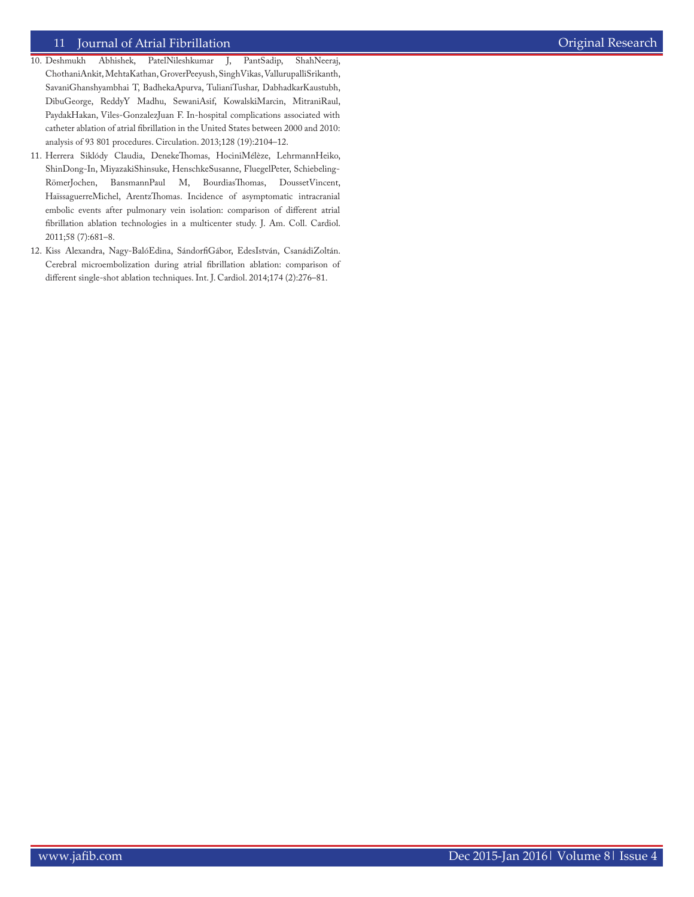10. Deshmukh Abhishek, PatelNileshkumar J, PantSadip, ShahNeeraj, ChothaniAnkit, MehtaKathan, GroverPeeyush, SinghVikas, VallurupalliSrikanth, SavaniGhanshyambhai T, BadhekaApurva, TulianiTushar, DabhadkarKaustubh, DibuGeorge, ReddyY Madhu, SewaniAsif, KowalskiMarcin, MitraniRaul, PaydakHakan, Viles-GonzalezJuan F. In-hospital complications associated with catheter ablation of atrial fibrillation in the United States between 2000 and 2010: analysis of 93 801 procedures. Circulation. 2013;128 (19):2104–12.
11. Herrera Siklódy Claudia, DenekeThomas, HociniMélèze, LehrmannHeiko, ShinDong-In, MiyazakiShinsuke, HenschkeSusanne, FluegelPeter, Schiebeling-RömerJochen, BansmannPaul M, BourdiasThomas, DoussetVincent, HaïssaguerreMichel, ArentzThomas. Incidence of asymptomatic intracranial embolic events after pulmonary vein isolation: comparison of different atrial fibrillation ablation technologies in a multicenter study. J. Am. Coll. Cardiol. 2011;58 (7):681–8.
12. Kiss Alexandra, Nagy-BalóEdina, SándorfiGábor, EdesIstván, CsanádiZoltán. Cerebral microembolization during atrial fibrillation ablation: comparison of different single-shot ablation techniques. Int. J. Cardiol. 2014;174 (2):276–81.